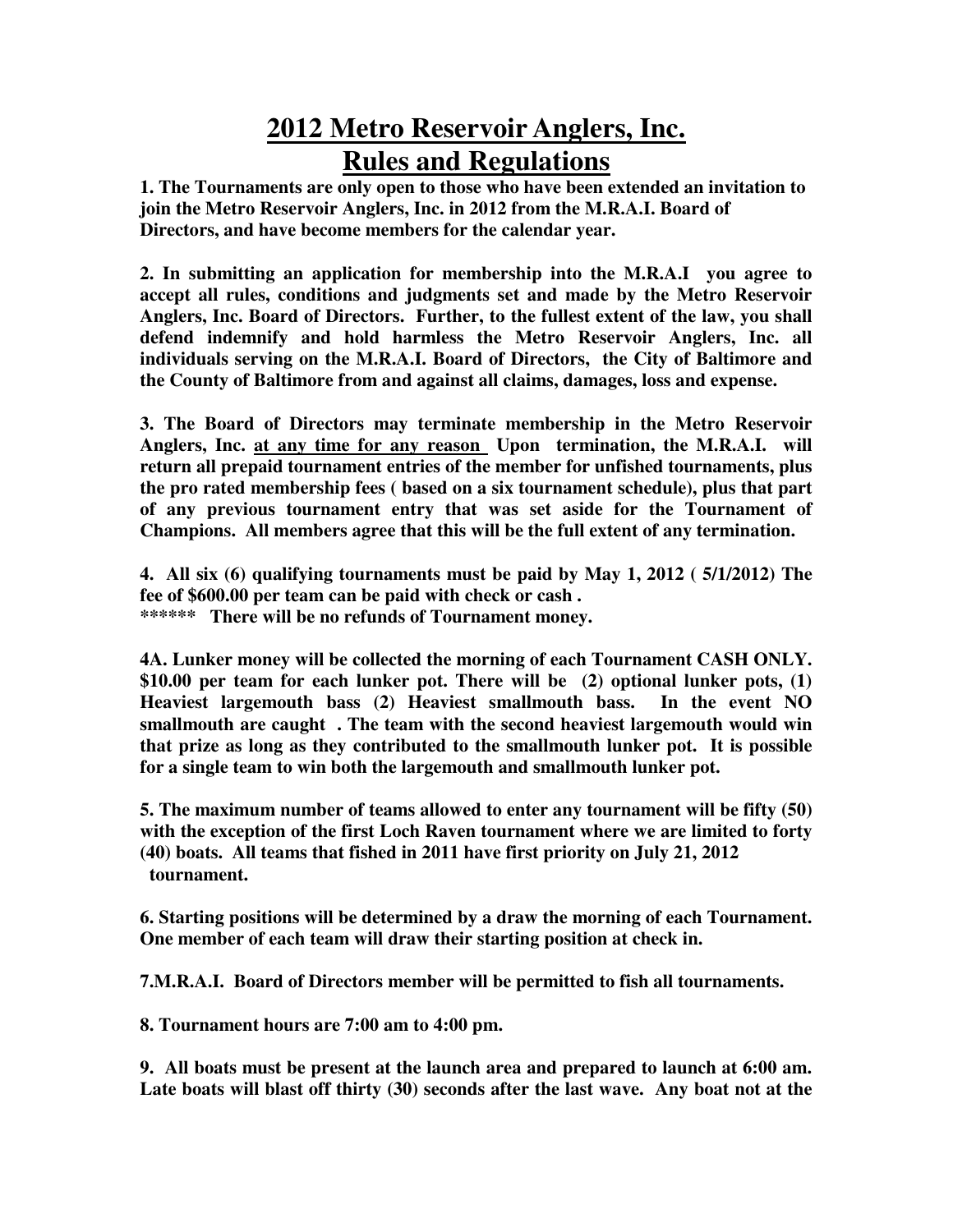# 2012 Metro Reservoir Anglers, Inc.
# Rules and Regulations

**1. The Tournaments are only open to those who have been extended an invitation to join the Metro Reservoir Anglers, Inc. in 2012 from the M.R.A.I. Board of Directors, and have become members for the calendar year.**

**2. In submitting an application for membership into the M.R.A.I you agree to accept all rules, conditions and judgments set and made by the Metro Reservoir Anglers, Inc. Board of Directors. Further, to the fullest extent of the law, you shall defend indemnify and hold harmless the Metro Reservoir Anglers, Inc. all individuals serving on the M.R.A.I. Board of Directors, the City of Baltimore and the County of Baltimore from and against all claims, damages, loss and expense.**

**3. The Board of Directors may terminate membership in the Metro Reservoir Anglers, Inc. <u>at any time for any reason</u> Upon termination, the M.R.A.I. will return all prepaid tournament entries of the member for unfished tournaments, plus the pro rated membership fees ( based on a six tournament schedule), plus that part of any previous tournament entry that was set aside for the Tournament of Champions. All members agree that this will be the full extent of any termination.**

**4. All six (6) qualifying tournaments must be paid by May 1, 2012 ( 5/1/2012) The fee of $600.00 per team can be paid with check or cash .**
**\*\*\*\*\*\* There will be no refunds of Tournament money.**

**4A. Lunker money will be collected the morning of each Tournament CASH ONLY. $10.00 per team for each lunker pot. There will be (2) optional lunker pots, (1) Heaviest largemouth bass (2) Heaviest smallmouth bass. In the event NO smallmouth are caught . The team with the second heaviest largemouth would win that prize as long as they contributed to the smallmouth lunker pot. It is possible for a single team to win both the largemouth and smallmouth lunker pot.**

**5. The maximum number of teams allowed to enter any tournament will be fifty (50) with the exception of the first Loch Raven tournament where we are limited to forty (40) boats. All teams that fished in 2011 have first priority on July 21, 2012 tournament.**

**6. Starting positions will be determined by a draw the morning of each Tournament. One member of each team will draw their starting position at check in.**

**7.M.R.A.I. Board of Directors member will be permitted to fish all tournaments.**

**8. Tournament hours are 7:00 am to 4:00 pm.**

**9. All boats must be present at the launch area and prepared to launch at 6:00 am. Late boats will blast off thirty (30) seconds after the last wave. Any boat not at the**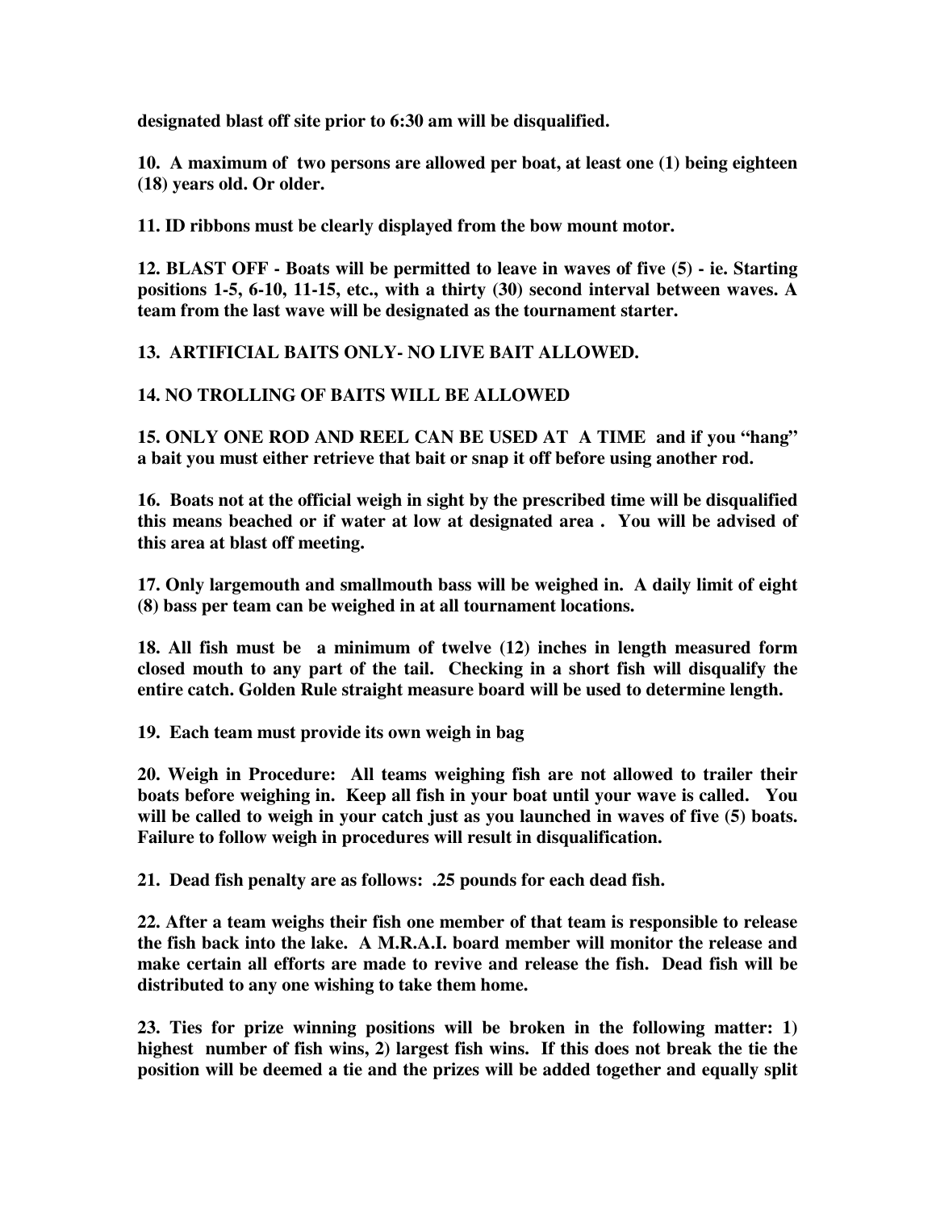**designated blast off site prior to 6:30 am will be disqualified.**

**10. A maximum of two persons are allowed per boat, at least one (1) being eighteen (18) years old. Or older.**

**11. ID ribbons must be clearly displayed from the bow mount motor.**

**12. BLAST OFF - Boats will be permitted to leave in waves of five (5) - ie. Starting positions 1-5, 6-10, 11-15, etc., with a thirty (30) second interval between waves. A team from the last wave will be designated as the tournament starter.**

**13. ARTIFICIAL BAITS ONLY- NO LIVE BAIT ALLOWED.**

**14. NO TROLLING OF BAITS WILL BE ALLOWED**

**15. ONLY ONE ROD AND REEL CAN BE USED AT A TIME and if you "hang" a bait you must either retrieve that bait or snap it off before using another rod.**

**16. Boats not at the official weigh in sight by the prescribed time will be disqualified this means beached or if water at low at designated area . You will be advised of this area at blast off meeting.**

**17. Only largemouth and smallmouth bass will be weighed in. A daily limit of eight (8) bass per team can be weighed in at all tournament locations.**

**18. All fish must be a minimum of twelve (12) inches in length measured form closed mouth to any part of the tail. Checking in a short fish will disqualify the entire catch. Golden Rule straight measure board will be used to determine length.**

**19. Each team must provide its own weigh in bag**

**20. Weigh in Procedure: All teams weighing fish are not allowed to trailer their boats before weighing in. Keep all fish in your boat until your wave is called. You will be called to weigh in your catch just as you launched in waves of five (5) boats. Failure to follow weigh in procedures will result in disqualification.**

**21. Dead fish penalty are as follows: .25 pounds for each dead fish.**

**22. After a team weighs their fish one member of that team is responsible to release the fish back into the lake. A M.R.A.I. board member will monitor the release and make certain all efforts are made to revive and release the fish. Dead fish will be distributed to any one wishing to take them home.**

**23. Ties for prize winning positions will be broken in the following matter: 1) highest number of fish wins, 2) largest fish wins. If this does not break the tie the position will be deemed a tie and the prizes will be added together and equally split**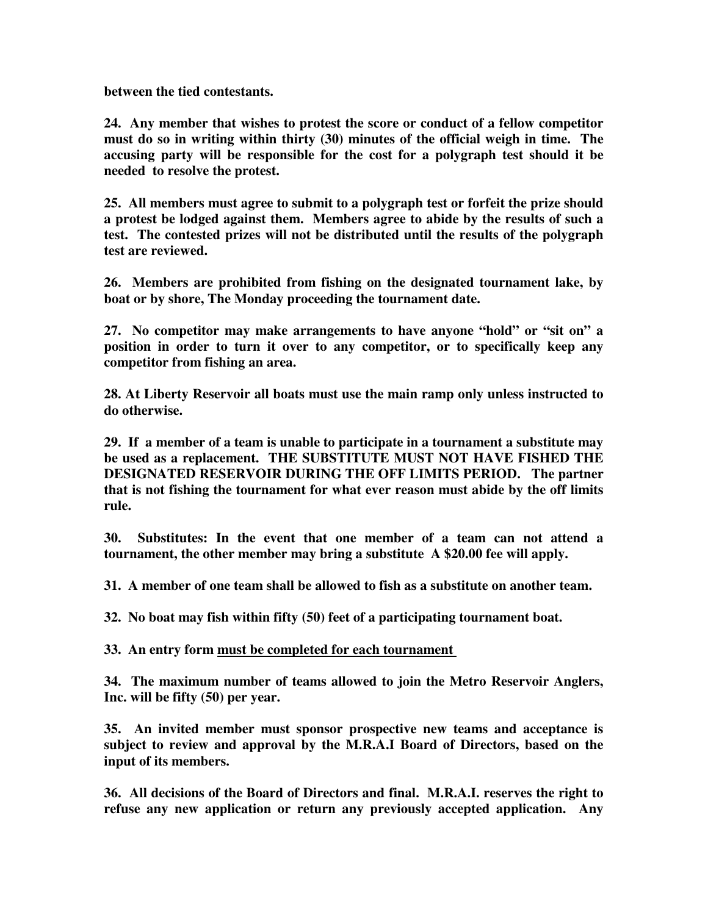**between the tied contestants.**

**24. Any member that wishes to protest the score or conduct of a fellow competitor must do so in writing within thirty (30) minutes of the official weigh in time. The accusing party will be responsible for the cost for a polygraph test should it be needed to resolve the protest.**

**25. All members must agree to submit to a polygraph test or forfeit the prize should a protest be lodged against them. Members agree to abide by the results of such a test. The contested prizes will not be distributed until the results of the polygraph test are reviewed.**

**26. Members are prohibited from fishing on the designated tournament lake, by boat or by shore, The Monday proceeding the tournament date.**

**27. No competitor may make arrangements to have anyone "hold" or "sit on" a position in order to turn it over to any competitor, or to specifically keep any competitor from fishing an area.**

**28. At Liberty Reservoir all boats must use the main ramp only unless instructed to do otherwise.**

**29. If a member of a team is unable to participate in a tournament a substitute may be used as a replacement. THE SUBSTITUTE MUST NOT HAVE FISHED THE DESIGNATED RESERVOIR DURING THE OFF LIMITS PERIOD. The partner that is not fishing the tournament for what ever reason must abide by the off limits rule.**

**30. Substitutes: In the event that one member of a team can not attend a tournament, the other member may bring a substitute A $20.00 fee will apply.**

**31. A member of one team shall be allowed to fish as a substitute on another team.**

**32. No boat may fish within fifty (50) feet of a participating tournament boat.**

**33. An entry form <u>must be completed for each tournament</u>**

**34. The maximum number of teams allowed to join the Metro Reservoir Anglers, Inc. will be fifty (50) per year.**

**35. An invited member must sponsor prospective new teams and acceptance is subject to review and approval by the M.R.A.I Board of Directors, based on the input of its members.**

**36. All decisions of the Board of Directors and final. M.R.A.I. reserves the right to refuse any new application or return any previously accepted application. Any**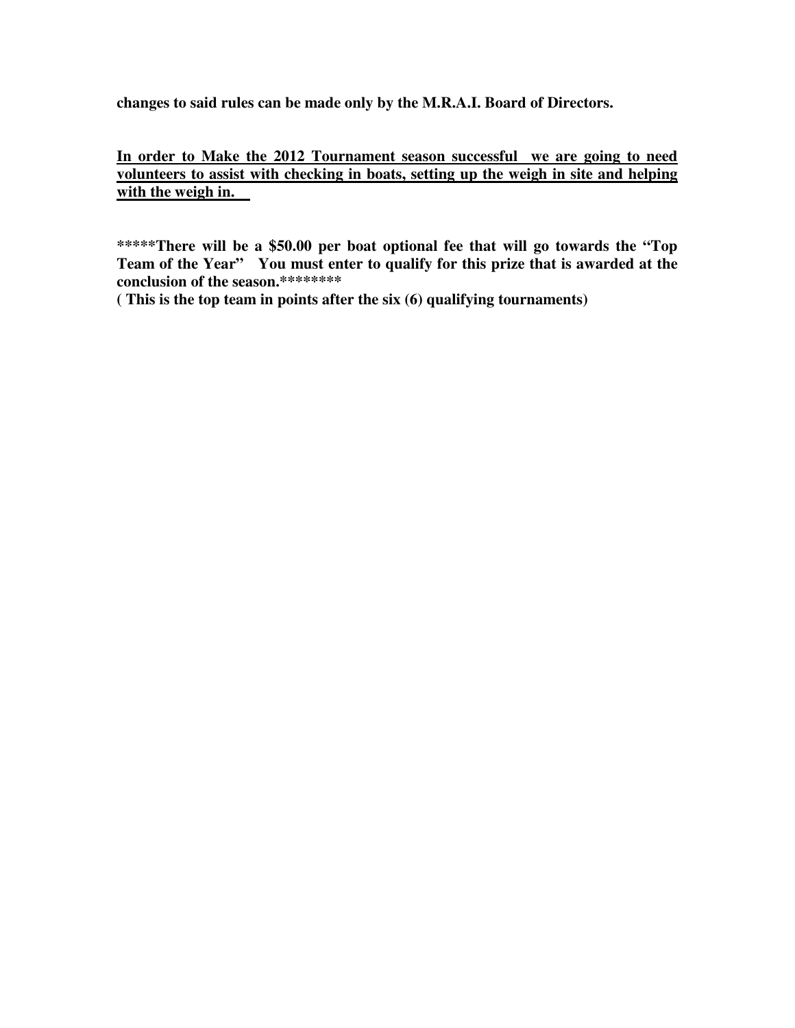**changes to said rules can be made only by the M.R.A.I. Board of Directors.**

**<u>In order to Make the 2012 Tournament season successful we are going to need volunteers to assist with checking in boats, setting up the weigh in site and helping with the weigh in.</u>**

**\*\*\*\*\*There will be a $50.00 per boat optional fee that will go towards the "Top Team of the Year" You must enter to qualify for this prize that is awarded at the conclusion of the season.\*\*\*\*\*\*\*\***

**( This is the top team in points after the six (6) qualifying tournaments)**